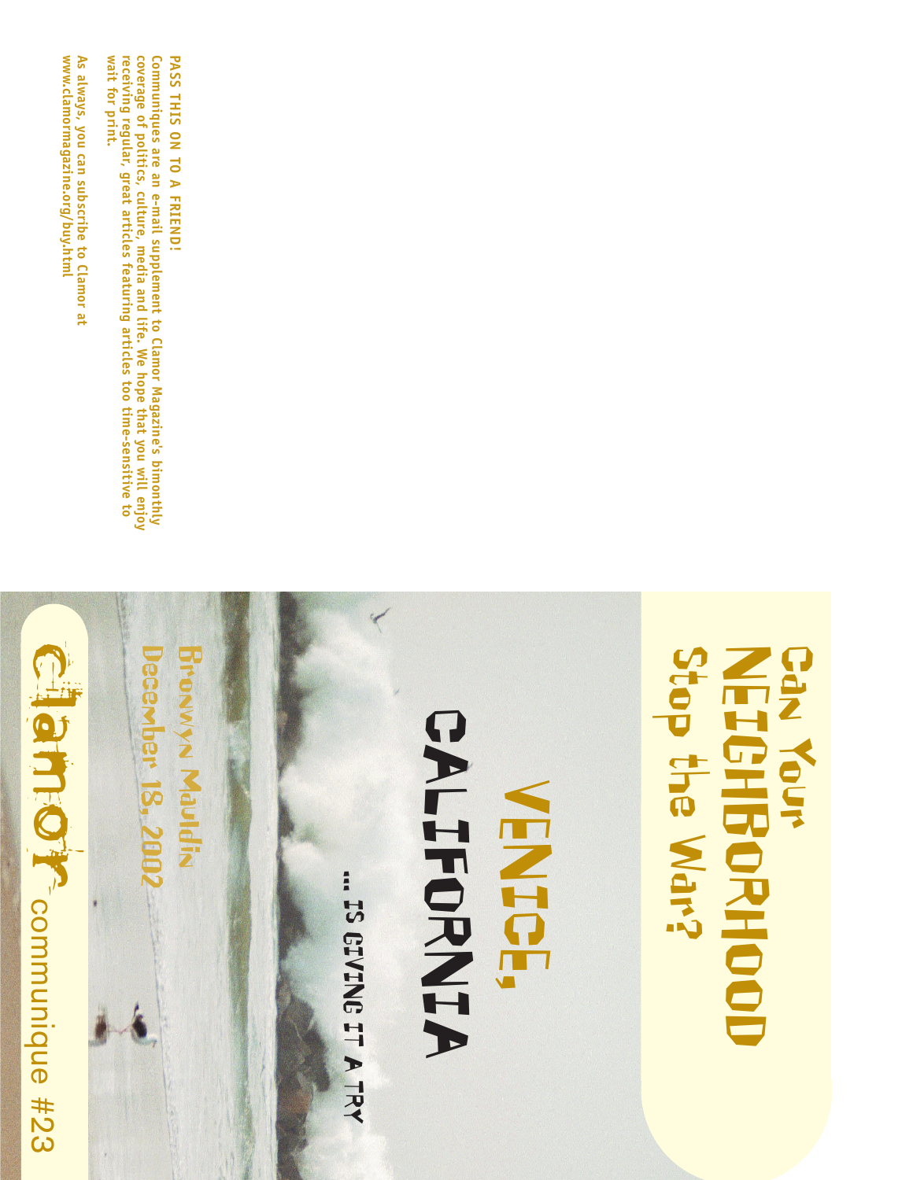# Can Your NEIGHBORHOOD Stop the War?

## VENICE, CALIFORNIA

... IS GIVING IT A TRY

Bronwyn Mauldin
December 18, 2002

Clamor communique #23

**PASS THIS ON TO A FRIEND!**

Communiques are an e-mail supplement to Clamor Magazine's bimonthly coverage of politics, culture, media and life. We hope that you will enjoy receiving regular, great articles featuring articles too time-sensitive to wait for print.

As always, you can subscribe to Clamor at www.clamormagazine.org/buy.html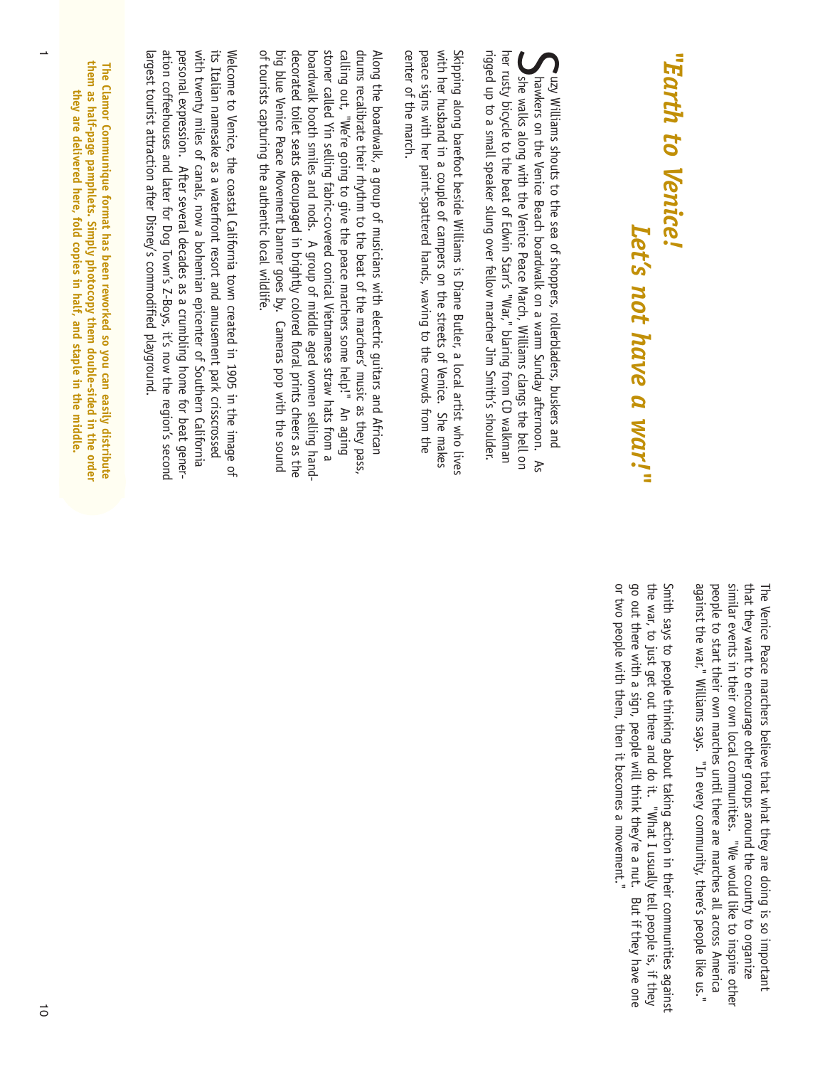# *"Earth to Venice! Let's not have a war!"*

Suzy Williams shouts to the sea of shoppers, rollerbladers, buskers and hawkers on the Venice Beach boardwalk on a warm Sunday afternoon. As she walks along with the Venice Peace March, Williams clangs the bell on her rusty bicycle to the beat of Edwin Starr's "War," blaring from CD walkman rigged up to a small speaker slung over fellow marcher Jim Smith's shoulder.

Skipping along barefoot beside Williams is Diane Butler, a local artist who lives with her husband in a couple of campers on the streets of Venice. She makes peace signs with her paint-spattered hands, waving to the crowds from the center of the march.

Along the boardwalk, a group of musicians with electric guitars and African drums recalibrate their rhythm to the beat of the marchers' music as they pass, calling out, "We're going to give the peace marchers some help!" An aging stoner called Yin selling fabric-covered conical Vietnamese straw hats from a boardwalk booth smiles and nods. A group of middle aged women selling hand-decorated toilet seats decoupaged in brightly colored floral prints cheers as the big blue Venice Peace Movement banner goes by. Cameras pop with the sound of tourists capturing the authentic local wildlife.

Welcome to Venice, the coastal California town created in 1905 in the image of its Italian namesake as a waterfront resort and amusement park crisscrossed with twenty miles of canals, now a bohemian epicenter of Southern California personal expression. After several decades as a crumbling home for beat generation coffeehouses and later for Dog Town's Z-Boys, it's now the region's second largest tourist attraction after Disney's commodified playground.

**The Clamor Communique format has been reworked so you can easily distribute them as half-page pamphlets. Simply photocopy them double-sided in the order they are delivered here, fold copies in half, and staple in the middle.**

The Venice Peace marchers believe that what they are doing is so important that they want to encourage other groups around the country to organize similar events in their own local communities. "We would like to inspire other people to start their own marches until there are marches all across America against the war," Williams says. "In every community, there's people like us."

Smith says to people thinking about taking action in their communities against the war, to just get out there and do it. "What I usually tell people is, if they go out there with a sign, people will think they're a nut. But if they have one or two people with them, then it becomes a movement."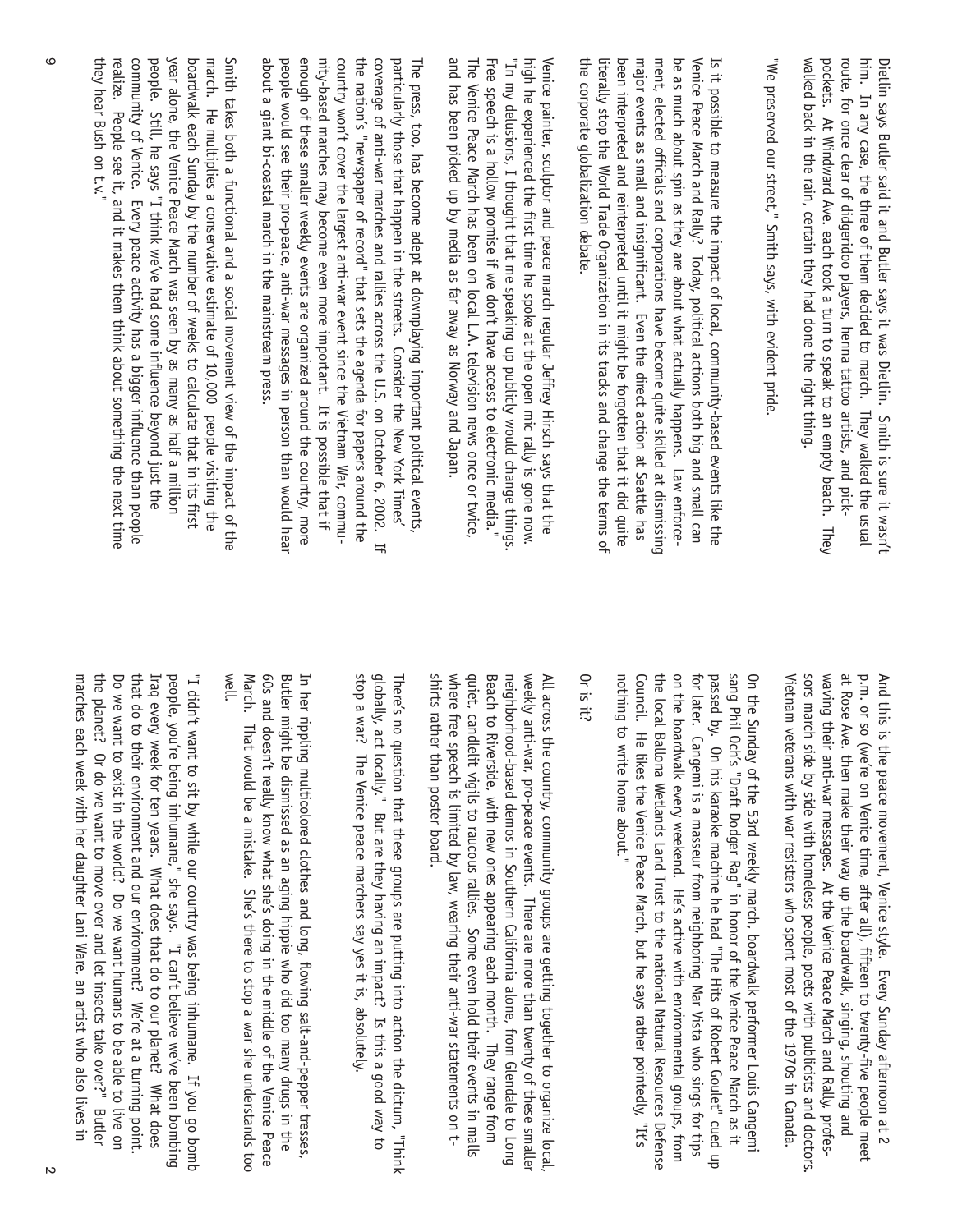Dietlin says Butler said it and Butler says it was Dietlin. Smith is sure it wasn't him. In any case, the three of them decided to march. They walked the usual route, for once clear of didgeridoo players, henna tattoo artists, and pick-pockets. At Windward Ave. each took a turn to speak to an empty beach. They walked back in the rain, certain they had done the right thing.

"We preserved our street," Smith says, with evident pride.

Is it possible to measure the impact of local, community-based events like the Venice Peace March and Rally? Today, political actions both big and small can be as much about spin as they are about what actually happens. Law enforcement, elected officials and corporations have become quite skilled at dismissing major events as small and insignificant. Even the direct action at Seattle has been interpreted and reinterpreted until it might be forgotten that it did quite literally stop the World Trade Organization in its tracks and change the terms of the corporate globalization debate.

Venice painter, sculptor and peace march regular Jeffrey Hirsch says that the high he experienced the first time he spoke at the open mic rally is gone now. "In my delusions, I thought that me speaking up publicly would change things. Free speech is a hollow promise if we don't have access to electronic media." The Venice Peace March has been on local L.A. television news once or twice, and has been picked up by media as far away as Norway and Japan.

The press, too, has become adept at downplaying important political events, particularly those that happen in the streets. Consider the New York Times' coverage of anti-war marches and rallies across the U.S. on October 6, 2002. If the nation's "newspaper of record" that sets the agenda for papers around the country won't cover the largest anti-war event since the Vietnam War, community-based marches may become even more important. It is possible that if enough of these smaller weekly events are organized around the country, more people would see their pro-peace, anti-war messages in person than would hear about a giant bi-coastal march in the mainstream press.

Smith takes both a functional and a social movement view of the impact of the march. He multiplies a conservative estimate of 10,000 people visiting the boardwalk each Sunday by the number of weeks to calculate that in its first year alone, the Venice Peace March was seen by as many as half a million people. Still, he says "I think we've had some influence beyond just the community of Venice. Every peace activity has a bigger influence than people realize. People see it, and it makes them think about something the next time they hear Bush on t.v."

And this is the peace movement, Venice style. Every Sunday afternoon at 2 p.m. or so (we're on Venice time, after all), fifteen to twenty-five people meet at Rose Ave. then make their way up the boardwalk, singing, shouting and waving their anti-war messages. At the Venice Peace March and Rally, professors march side by side with homeless people, poets with publicists and doctors. Vietnam veterans with war resisters who spent most of the 1970s in Canada.

On the Sunday of the 53rd weekly march, boardwalk performer Louis Cangemi sang Phil Och's "Draft Dodger Rag" in honor of the Venice Peace March as it passed by. On his karaoke machine he had "The Hits of Robert Goulet" cued up for later. Cangemi is a masseur from neighboring Mar Vista who sings for tips on the boardwalk every weekend. He's active with environmental groups, from the local Ballona Wetlands Land Trust to the national Natural Resources Defense Council. He likes the Venice Peace March, but he says rather pointedly, "It's nothing to write home about."

Or is it?

All across the country, community groups are getting together to organize local, weekly anti-war, pro-peace events. There are more than twenty of these smaller neighborhood-based demos in Southern California alone, from Glendale to Long Beach to Riverside, with new ones appearing each month. They range from quiet, candlelit vigils to raucous rallies. Some even hold their events in malls where free speech is limited by law, wearing their anti-war statements on t-shirts rather than poster board.

There's no question that these groups are putting into action the dictum, "Think globally, act locally." But are they having an impact? Is this a good way to stop a war? The Venice peace marchers say yes it is, absolutely.

In her rippling multicolored clothes and long, flowing salt-and-pepper tresses, Butler might be dismissed as an aging hippie who did too many drugs in the 60s and doesn't really know what she's doing in the middle of the Venice Peace March. That would be a mistake. She's there to stop a war she understands too well.

"I didn't want to sit by while our country was being inhumane. If you go bomb people, you're being inhumane," she says. "I can't believe we've been bombing Iraq every week for ten years. What does that do to our planet? What does that do to their environment and our environment? We're at a turning point. Do we want to exist in the world? Do we want humans to be able to live on the planet? Or do we want to move over and let insects take over?" Butler marches each week with her daughter Lani Ware, an artist who also lives in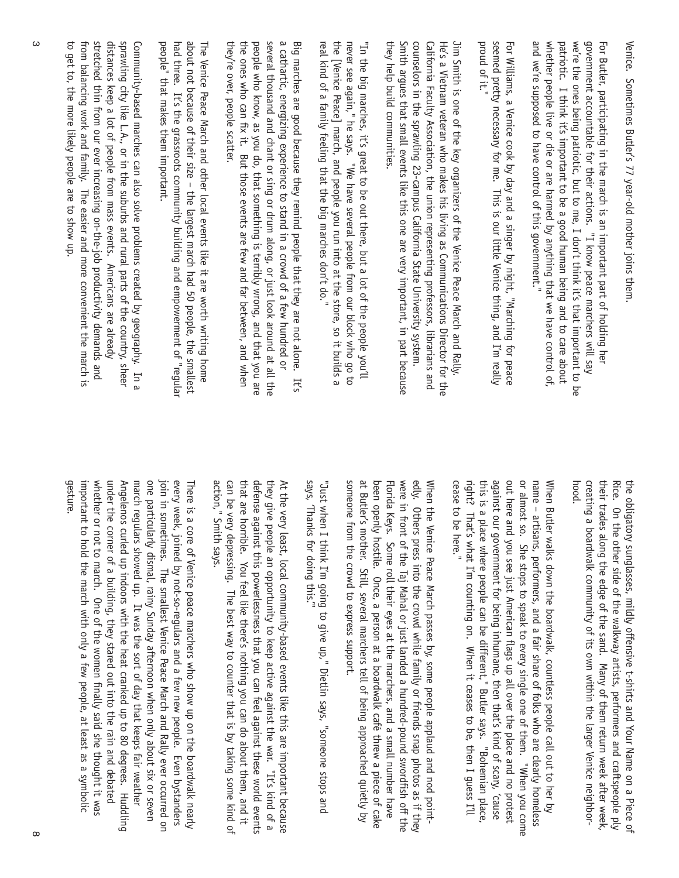Venice. Sometimes Butler's 77 year-old mother joins them.

For Butler, participating in the march is an important part of holding her government accountable for their actions. "I know peace marchers will say we're the ones being patriotic, but to me, I don't think it's that important to be patriotic. I think it's important to be a good human being and to care about whether people live or die or are harmed by anything that we have control of, and we're supposed to have control of this government."

For Williams, a Venice cook by day and a singer by night, "Marching for peace seemed pretty necessary for me. This is our little Venice thing, and I'm really proud of it."

Jim Smith is one of the key organizers of the Venice Peace March and Rally. He's a Vietnam veteran who makes his living as Communications Director for the California Faculty Association, the union representing professors, librarians and counselors in the sprawling 23-campus California State University system. Smith argues that small events like this one are very important, in part because they help build communities.

"In the big marches, it's great to be out there, but a lot of the people you'll never see again," he says. "We have several people from our block who go to the [Venice Peace] march, and people you run into at the store, so it builds a real kind of a family feeling that the big marches don't do."

Big marches are good because they remind people that they are not alone. It's a cathartic, energizing experience to stand in a crowd of a few hundred or several thousand and chant or sing or drum along, or just look around at all the people who know, as you do, that something is terribly wrong, and that you are the ones who can fix it. But those events are few and far between, and when they're over, people scatter.

The Venice Peace March and other local events like it are worth writing home about not because of their size – the largest march had 50 people, the smallest had three. It's the grassroots community building and empowerment of "regular people" that makes them important.

Community-based marches can also solve problems created by geography. In a sprawling city like L.A., or in the suburbs and rural parts of the country, sheer distances keep a lot of people from mass events. Americans are already stretched thin from our ever increasing on-the-job productivity demands and from balancing work and family. The easier and more convenient the march is to get to, the more likely people are to show up.

the obligatory sunglasses, mildly offensive t-shirts and Your Name on a Piece of Rice. On the other side of the walkway artists, performers and craftspeople ply their trades along the edge of the sand. Many of them return week after week, creating a boardwalk community of its own within the larger Venice neighborhood.

When Butler walks down the boardwalk, countless people call out to her by name – artisans, performers, and a fair share of folks who are clearly homeless or almost so. She stops to speak to every single one of them. "When you come out here and you see just American flags up all over the place and no protest against our government for being inhumane, then that's kind of scary, 'cause this is a place where people can be different," Butler says. "Bohemian place, right? That's what I'm counting on. When it ceases to be, then I guess I'll cease to be here."

When the Venice Peace March passes by, some people applaud and nod pointedly. Others press into the crowd while family or friends snap photos as if they were in front of the Taj Mahal or just landed a hundred-pound swordfish off the Florida Keys. Some roll their eyes at the marchers, and a small number have been openly hostile. Once, a person at a boardwalk café threw a piece of cake at Butler's mother. Still, several marchers tell of being approached quietly by someone from the crowd to express support.

"Just when I think I'm going to give up," Dietlin says, "someone stops and says, 'Thanks for doing this.'"

At the very least, local community-based events like this are important because they give people an opportunity to keep active against the war. "It's kind of a defense against this powerlessness that you can feel against these world events that are horrible. You feel like there's nothing you can do about them, and it can be very depressing. The best way to counter that is by taking some kind of action," Smith says.

There is a core of Venice peace marchers who show up on the boardwalk nearly every week, joined by not-so-regulars and a few new people. Even bystanders join in sometimes. The smallest Venice Peace March and Rally ever occurred on one particularly dismal, rainy Sunday afternoon when only about six or seven march regulars showed up. It was the sort of day that keeps fair weather Angelenos curled up indoors with the heat cranked up to 80 degrees. Huddling under the corner of a building, they stared out into the rain and debated whether or not to march. One of the women finally said she thought it was important to hold the march with only a few people, at least as a symbolic gesture.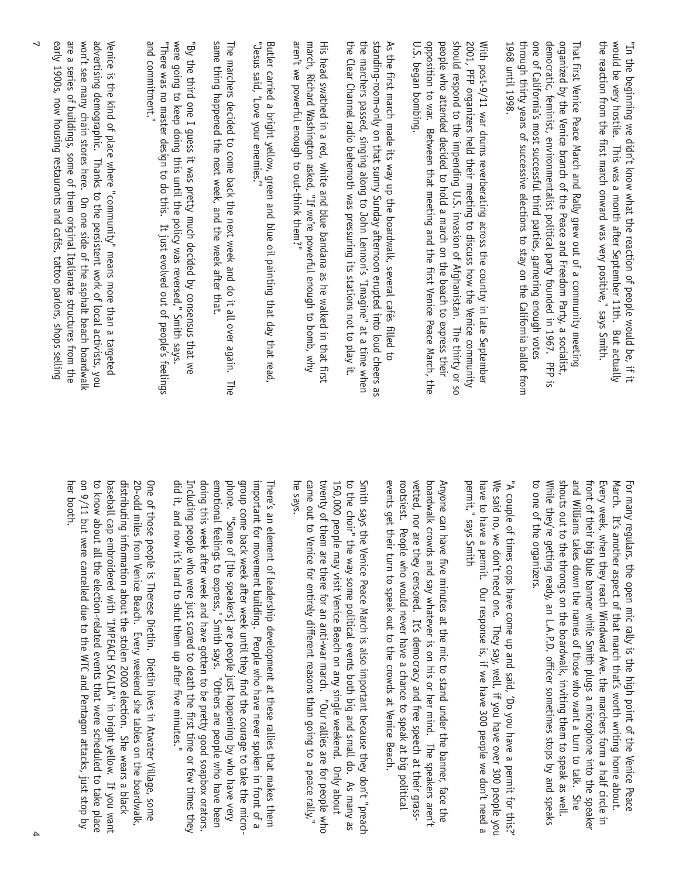For many regulars, the open mic rally is the high point of the Venice Peace March. It's another aspect of that march that's worth writing home about. Every week, when they reach Windward Ave. the marchers form a half circle in front of their big blue banner while Smith plugs a microphone into the speaker and Williams takes down the names of those who want a turn to talk. She shouts out to the throngs on the boardwalk, inviting them to speak as well. While they're getting ready, an L.A.P.D. officer sometimes stops by and speaks to one of the organizers.

"A couple of times cops have come up and said, 'Do you have a permit for this?' We said no, we don't need one. They say, well, if you have over 300 people you have to have a permit. Our response is, if we have 300 people we don't need a permit," says Smith

Anyone can have five minutes at the mic to stand under the banner, face the boardwalk crowds and say whatever is on his or her mind. The speakers aren't vetted, nor are they censored. It's democracy and free speech at their grass-rootsiest. People who would never have a chance to speak at big political events get their turn to speak out to the crowds at Venice Beach.

Smith says the Venice Peace March is also important because they don't "preach to the choir" the way some political events both big and small do. As many as 150,000 people may visit Venice Beach on any single weekend. Only about twenty of them are there for an anti-war march. "Our rallies are for people who came out to Venice for entirely different reasons than going to a peace rally," he says.

There's an element of leadership development at these rallies that makes them important for movement building. People who have never spoken in front of a group come back week after week until they find the courage to take the micro-phone. "Some of [the speakers] are people just happening by who have very emotional feelings to express," Smith says. "Others are people who have been doing this week after week and have gotten to be pretty good soapbox orators. Including people who were just scared to death the first time or few times they did it, and now it's hard to shut them up after five minutes."

One of those people is Therese Dietlin. Dietlin lives in Atwater Village, some 20-odd miles from Venice Beach. Every weekend she tables on the boardwalk, distributing information about the stolen 2000 election. She wears a black baseball cap embroidered with "IMPEACH SCALIA" in bright yellow. If you want to know about all the election-related events that were scheduled to take place on 9/11 but were cancelled due to the WTC and Pentagon attacks, just stop by her booth.

"In the beginning we didn't know what the reaction of people would be, if it would be very hostile. This was a month after September 11th. But actually the reaction from the first march onward was very positive," says Smith.

That first Venice Peace March and Rally grew out of a community meeting organized by the Venice branch of the Peace and Freedom Party, a socialist, democratic, feminist, environmentalist political party founded in 1967. PFP is one of California's most successful third parties, garnering enough votes through thirty years of successive elections to stay on the California ballot from 1968 until 1998.

With post-9/11 war drums reverberating across the country in late September 2001, PFP organizers held their meeting to discuss how the Venice community should respond to the impending U.S. invasion of Afghanistan. The thirty or so people who attended decided to hold a march on the beach to express their opposition to war. Between that meeting and the first Venice Peace March, the U.S. began bombing.

As the first march made its way up the boardwalk, several cafés filled to standing-room-only on that sunny Sunday afternoon erupted into loud cheers as the marchers passed, singing along to John Lennon's "Imagine" at a time when the Clear Channel radio behemoth was pressuring its stations not to play it.

His head swathed in a red, white and blue bandana as he walked in that first march, Richard Washington asked, "If we're powerful enough to bomb, why aren't we powerful enough to out-think them?"

Butler carried a bright yellow, green and blue oil painting that day that read, "Jesus said, 'Love your enemies.'"

The marchers decided to come back the next week and do it all over again. The same thing happened the next week, and the week after that.

"By the third one I guess it was pretty much decided by consensus that we were going to keep doing this until the policy was reversed," Smith says. "There was no master design to do this. It just evolved out of people's feelings and commitment."

Venice is the kind of place where "community" means more than a targeted advertising demographic. Thanks to the persistent work of local activists, you won't see many chain stores here. On one side of the asphalt beach boardwalk are a series of buildings, some of them original Italianate structures from the early 1900s, now housing restaurants and cafés, tattoo parlors, shops selling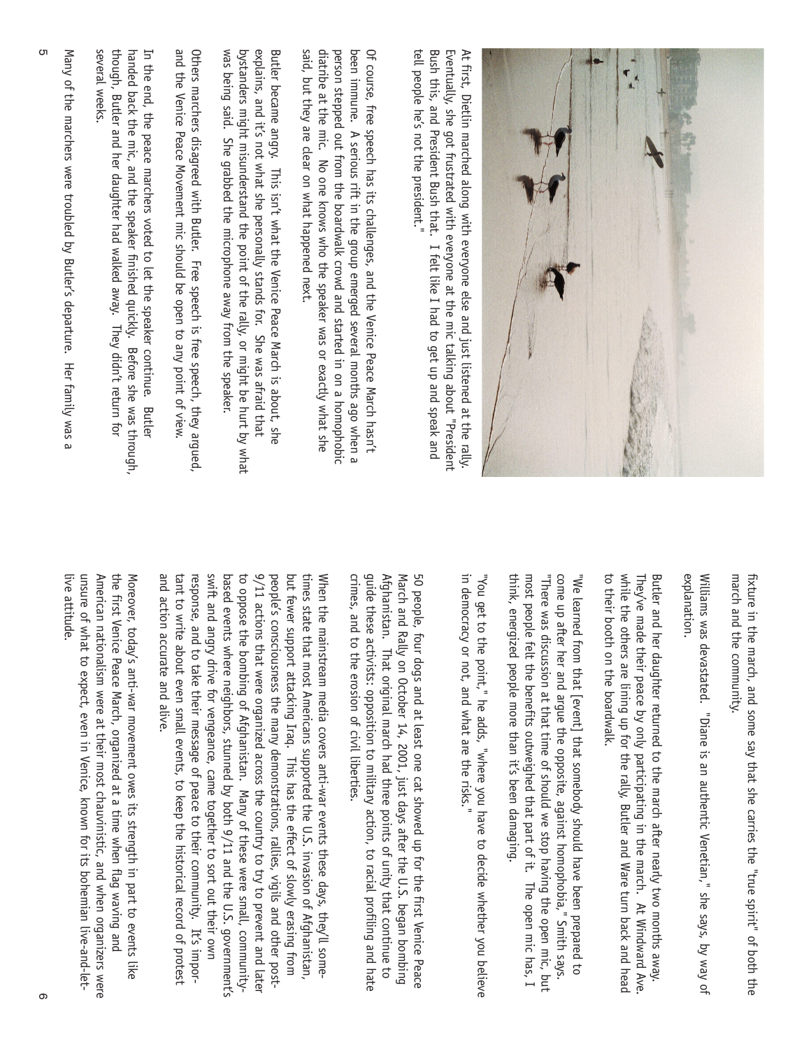At first, Dietlin marched along with everyone else and just listened at the rally. Eventually, she got frustrated with everyone at the mic talking about "President Bush this, and President Bush that. I felt like I had to get up and speak and tell people he's not the president."

Of course, free speech has its challenges, and the Venice Peace March hasn't been immune. A serious rift in the group emerged several months ago when a person stepped out from the boardwalk crowd and started in on a homophobic diatribe at the mic. No one knows who the speaker was or exactly what she said, but they are clear on what happened next.

Butler became angry. This isn't what the Venice Peace March is about, she explains, and it's not what she personally stands for. She was afraid that bystanders might misunderstand the point of the rally, or might be hurt by what was being said. She grabbed the microphone away from the speaker.

Others marchers disagreed with Butler. Free speech is free speech, they argued, and the Venice Peace Movement mic should be open to any point of view.

In the end, the peace marchers voted to let the speaker continue. Butler handed back the mic, and the speaker finished quickly. Before she was through, though, Butler and her daughter had walked away. They didn't return for several weeks.

Many of the marchers were troubled by Butler's departure. Her family was a fixture in the march, and some say that she carries the "true spirit" of both the march and the community.

Williams was devastated. "Diane is an authentic Venetian," she says, by way of explanation.

Butler and her daughter returned to the march after nearly two months away. They've made their peace by only participating in the march. At Windward Ave. while the others are lining up for the rally, Butler and Ware turn back and head to their booth on the boardwalk.

"We learned from that [event] that somebody should have been prepared to come up after her and argue the opposite, against homophobia," Smith says. "There was discussion at that time of should we stop having the open mic, but most people felt the benefits outweighed that part of it. The open mic has, I think, energized people more than it's been damaging.

"You get to the point," he adds, "where you have to decide whether you believe in democracy or not, and what are the risks."

50 people, four dogs and at least one cat showed up for the first Venice Peace March and Rally on October 14, 2001, just days after the U.S. began bombing Afghanistan. That original march had three points of unity that continue to guide these activists: opposition to military action, to racial profiling and hate crimes, and to the erosion of civil liberties.

When the mainstream media covers anti-war events these days, they'll sometimes state that most Americans supported the U.S. invasion of Afghanistan, but fewer support attacking Iraq. This has the effect of slowly erasing from people's consciousness the many demonstrations, rallies, vigils and other post-9/11 actions that were organized across the country to try to prevent and later to oppose the bombing of Afghanistan. Many of these were small, community-based events where neighbors, stunned by both 9/11 and the U.S. government's swift and angry drive for vengeance, came together to sort out their own response, and to take their message of peace to their community. It's important to write about even small events, to keep the historical record of protest and action accurate and alive.

Moreover, today's anti-war movement owes its strength in part to events like the first Venice Peace March, organized at a time when flag waving and American nationalism were at their most chauvinistic, and when organizers were unsure of what to expect, even in Venice, known for its bohemian live-and-let-live attitude.